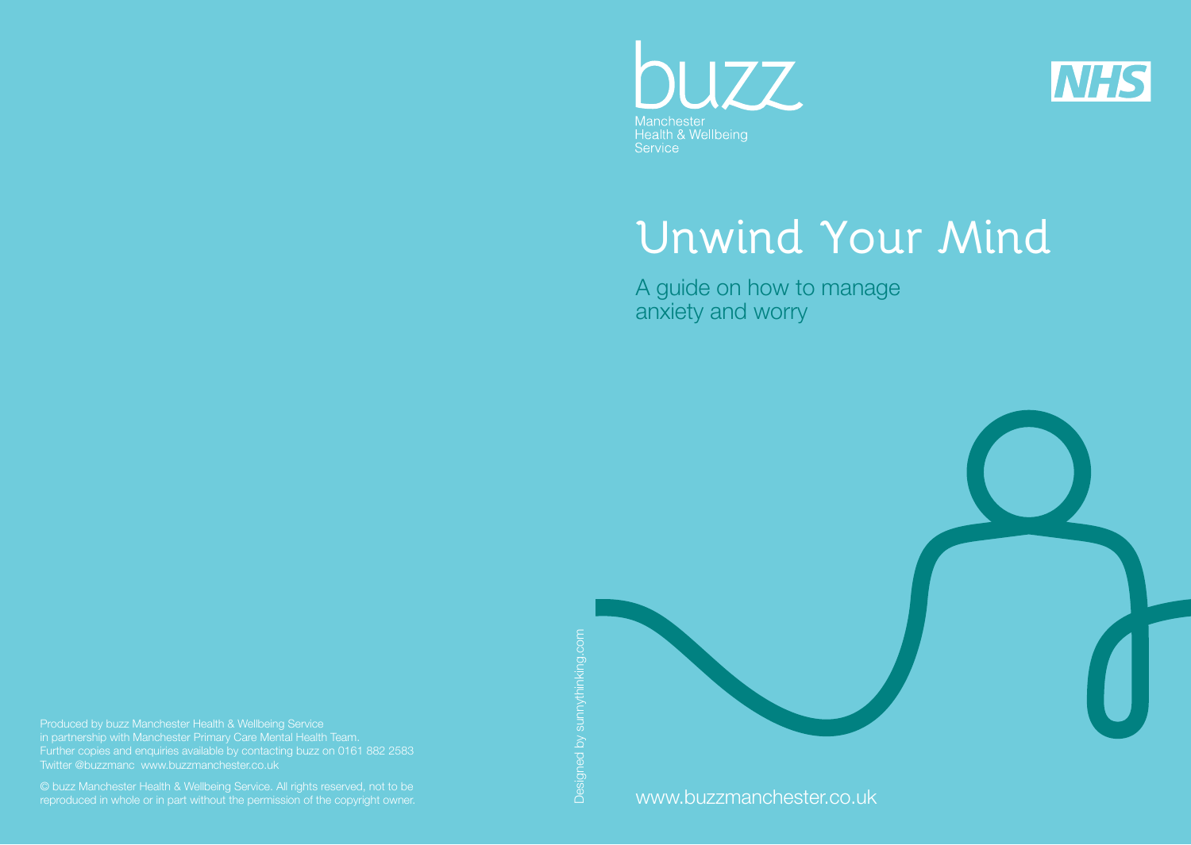buzz

Manchester
Health & Wellbeing
Service

NHS

# Unwind Your Mind

## A guide on how to manage anxiety and worry

www.buzzmanchester.co.uk

Designed by sunnythinking.com

Produced by buzz Manchester Health & Wellbeing Service in partnership with Manchester Primary Care Mental Health Team.
Further copies and enquiries available by contacting buzz on 0161 882 2583
Twitter @buzzmanc www.buzzmanchester.co.uk

© buzz Manchester Health & Wellbeing Service. All rights reserved, not to be reproduced in whole or in part without the permission of the copyright owner.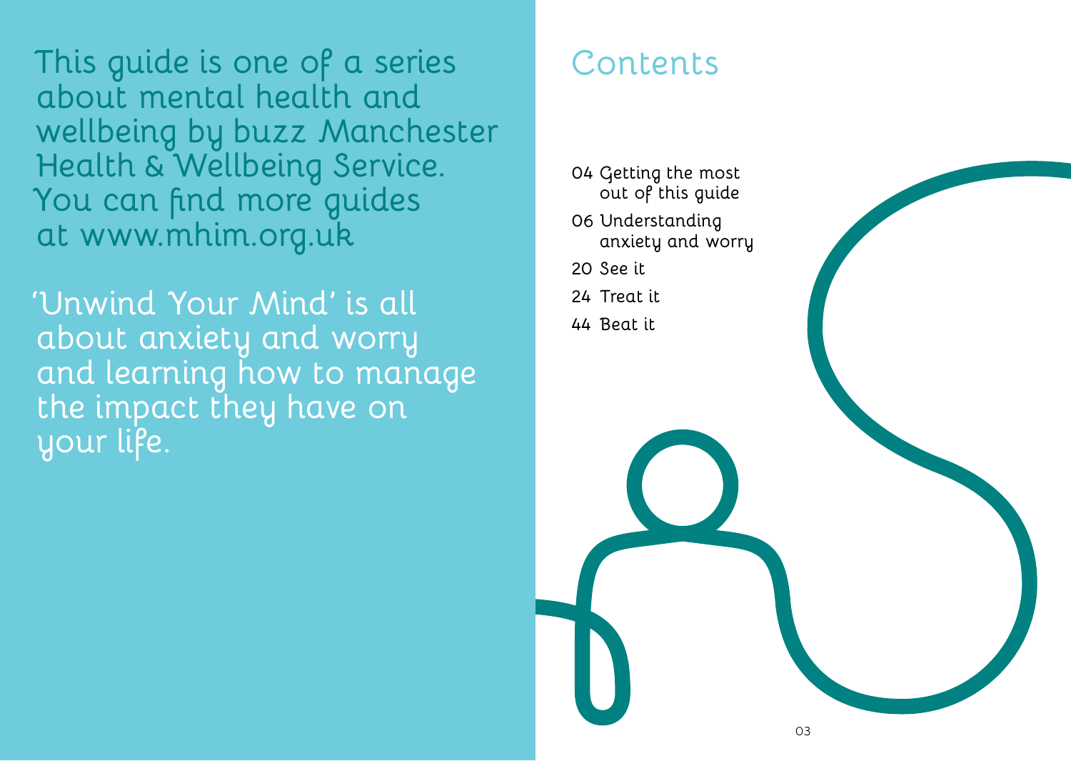This guide is one of a series about mental health and wellbeing by buzz Manchester Health & Wellbeing Service. You can find more guides at www.mhim.org.uk

'Unwind Your Mind' is all about anxiety and worry and learning how to manage the impact they have on your life.

# Contents

04 Getting the most out of this guide

06 Understanding anxiety and worry

20 See it

24 Treat it

44 Beat it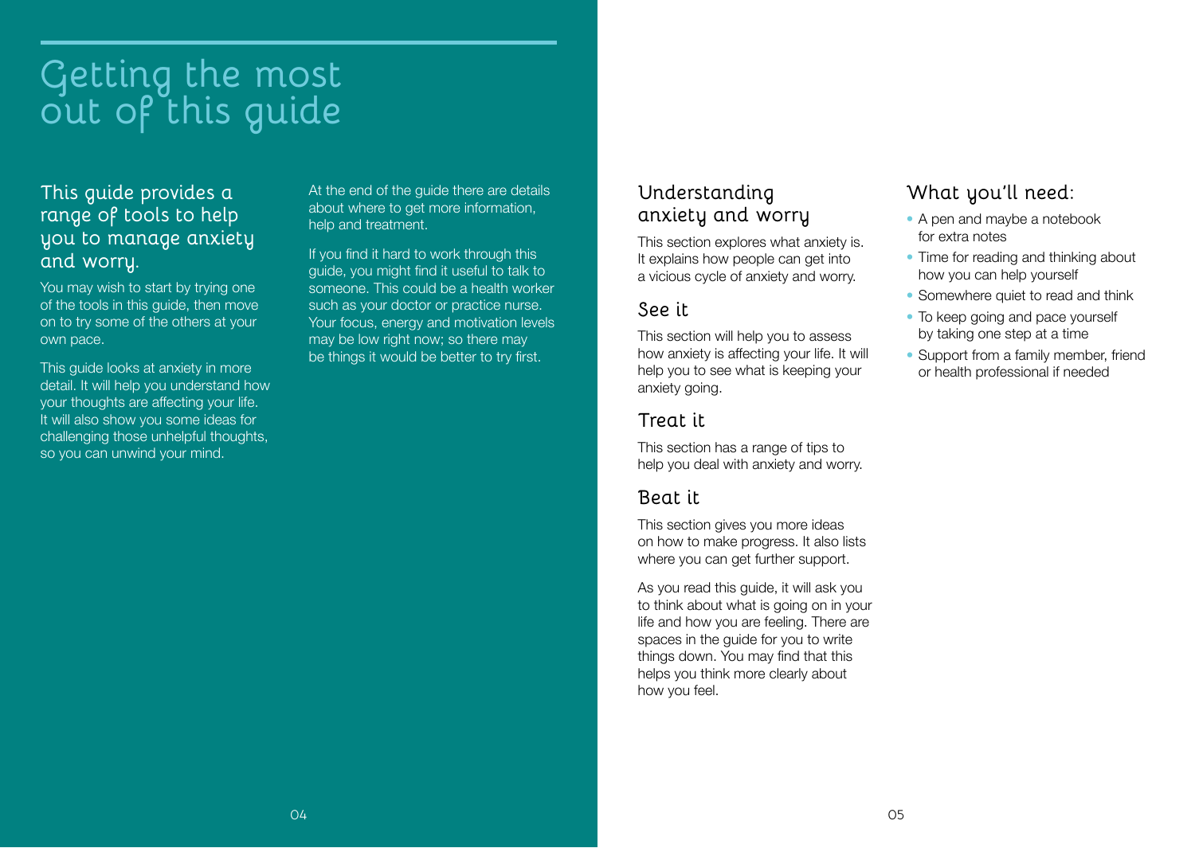# Getting the most out of this guide

## This guide provides a range of tools to help you to manage anxiety and worry.

You may wish to start by trying one of the tools in this guide, then move on to try some of the others at your own pace.

This guide looks at anxiety in more detail. It will help you understand how your thoughts are affecting your life. It will also show you some ideas for challenging those unhelpful thoughts, so you can unwind your mind.

At the end of the guide there are details about where to get more information, help and treatment.

If you find it hard to work through this guide, you might find it useful to talk to someone. This could be a health worker such as your doctor or practice nurse. Your focus, energy and motivation levels may be low right now; so there may be things it would be better to try first.

## Understanding anxiety and worry

This section explores what anxiety is. It explains how people can get into a vicious cycle of anxiety and worry.

## See it

This section will help you to assess how anxiety is affecting your life. It will help you to see what is keeping your anxiety going.

## Treat it

This section has a range of tips to help you deal with anxiety and worry.

## Beat it

This section gives you more ideas on how to make progress. It also lists where you can get further support.

As you read this guide, it will ask you to think about what is going on in your life and how you are feeling. There are spaces in the guide for you to write things down. You may find that this helps you think more clearly about how you feel.

## What you'll need:

- A pen and maybe a notebook for extra notes
- Time for reading and thinking about how you can help yourself
- Somewhere quiet to read and think
- To keep going and pace yourself by taking one step at a time
- Support from a family member, friend or health professional if needed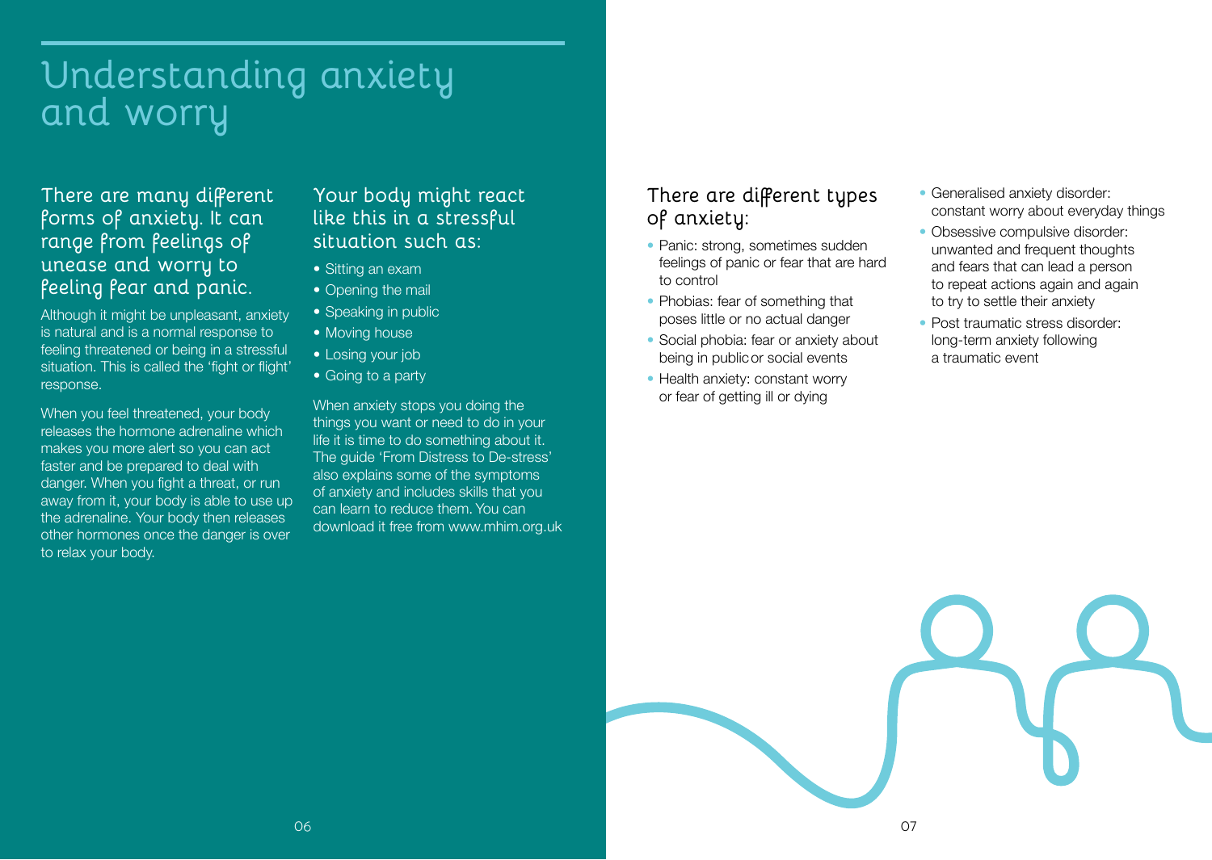# Understanding anxiety and worry

## There are many different forms of anxiety. It can range from feelings of unease and worry to feeling fear and panic.

Although it might be unpleasant, anxiety is natural and is a normal response to feeling threatened or being in a stressful situation. This is called the 'fight or flight' response.

When you feel threatened, your body releases the hormone adrenaline which makes you more alert so you can act faster and be prepared to deal with danger. When you fight a threat, or run away from it, your body is able to use up the adrenaline. Your body then releases other hormones once the danger is over to relax your body.

## Your body might react like this in a stressful situation such as:

- Sitting an exam
- Opening the mail
- Speaking in public
- Moving house
- Losing your job
- Going to a party

When anxiety stops you doing the things you want or need to do in your life it is time to do something about it. The guide 'From Distress to De-stress' also explains some of the symptoms of anxiety and includes skills that you can learn to reduce them. You can download it free from www.mhim.org.uk

## There are different types of anxiety:

- Panic: strong, sometimes sudden feelings of panic or fear that are hard to control
- Phobias: fear of something that poses little or no actual danger
- Social phobia: fear or anxiety about being in public or social events
- Health anxiety: constant worry or fear of getting ill or dying
- Generalised anxiety disorder: constant worry about everyday things
- Obsessive compulsive disorder: unwanted and frequent thoughts and fears that can lead a person to repeat actions again and again to try to settle their anxiety
- Post traumatic stress disorder: long-term anxiety following a traumatic event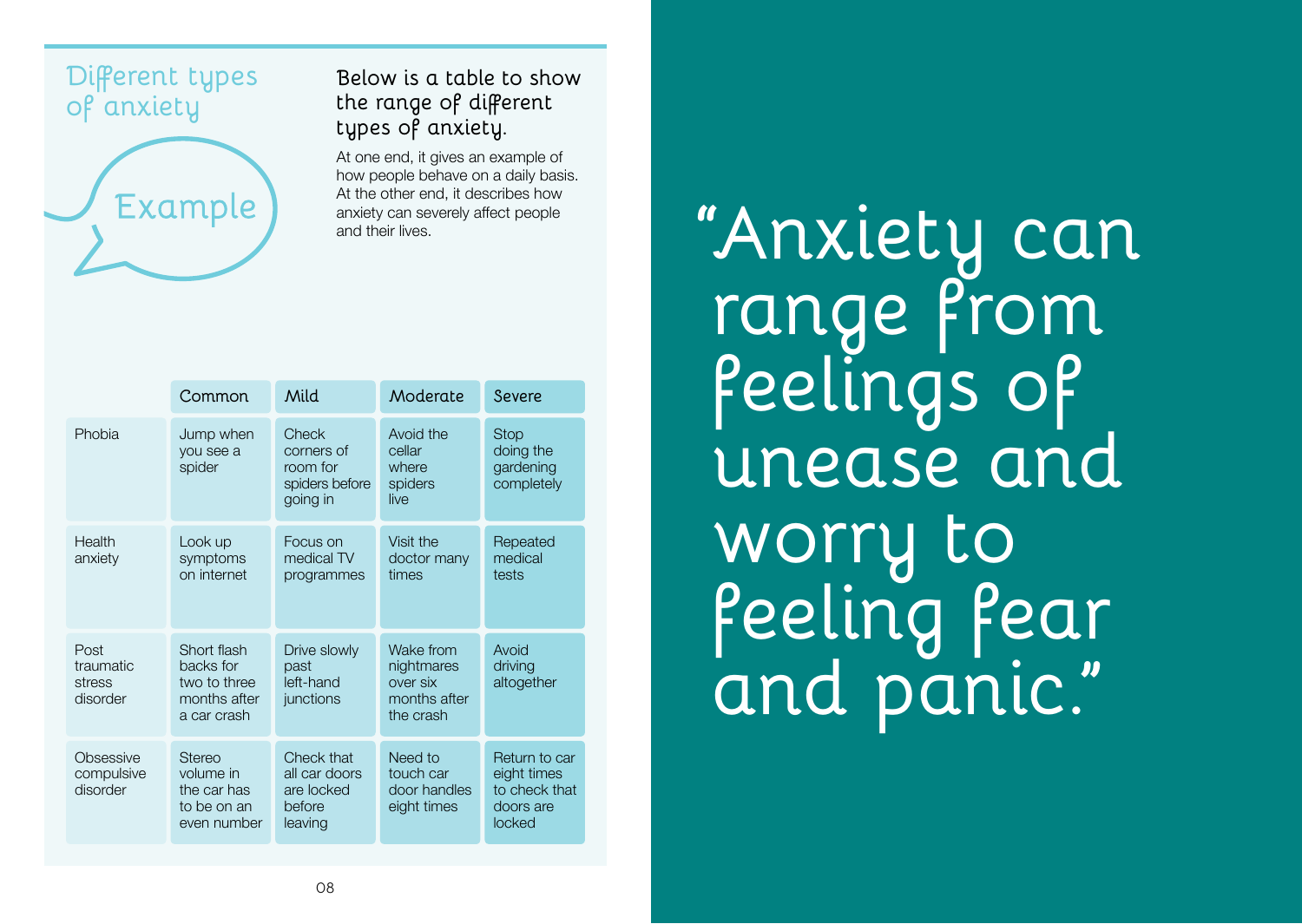## Different types of anxiety

Example

### Below is a table to show the range of different types of anxiety.

At one end, it gives an example of how people behave on a daily basis. At the other end, it describes how anxiety can severely affect people and their lives.

| | Common | Mild | Moderate | Severe |
|---|---|---|---|---|
| Phobia | Jump when you see a spider | Check corners of room for spiders before going in | Avoid the cellar where spiders live | Stop doing the gardening completely |
| Health anxiety | Look up symptoms on internet | Focus on medical TV programmes | Visit the doctor many times | Repeated medical tests |
| Post traumatic stress disorder | Short flash backs for two to three months after a car crash | Drive slowly past left-hand junctions | Wake from nightmares over six months after the crash | Avoid driving altogether |
| Obsessive compulsive disorder | Stereo volume in the car has to be on an even number | Check that all car doors are locked before leaving | Need to touch car door handles eight times | Return to car eight times to check that doors are locked |

"Anxiety can range from feelings of unease and worry to feeling fear and panic."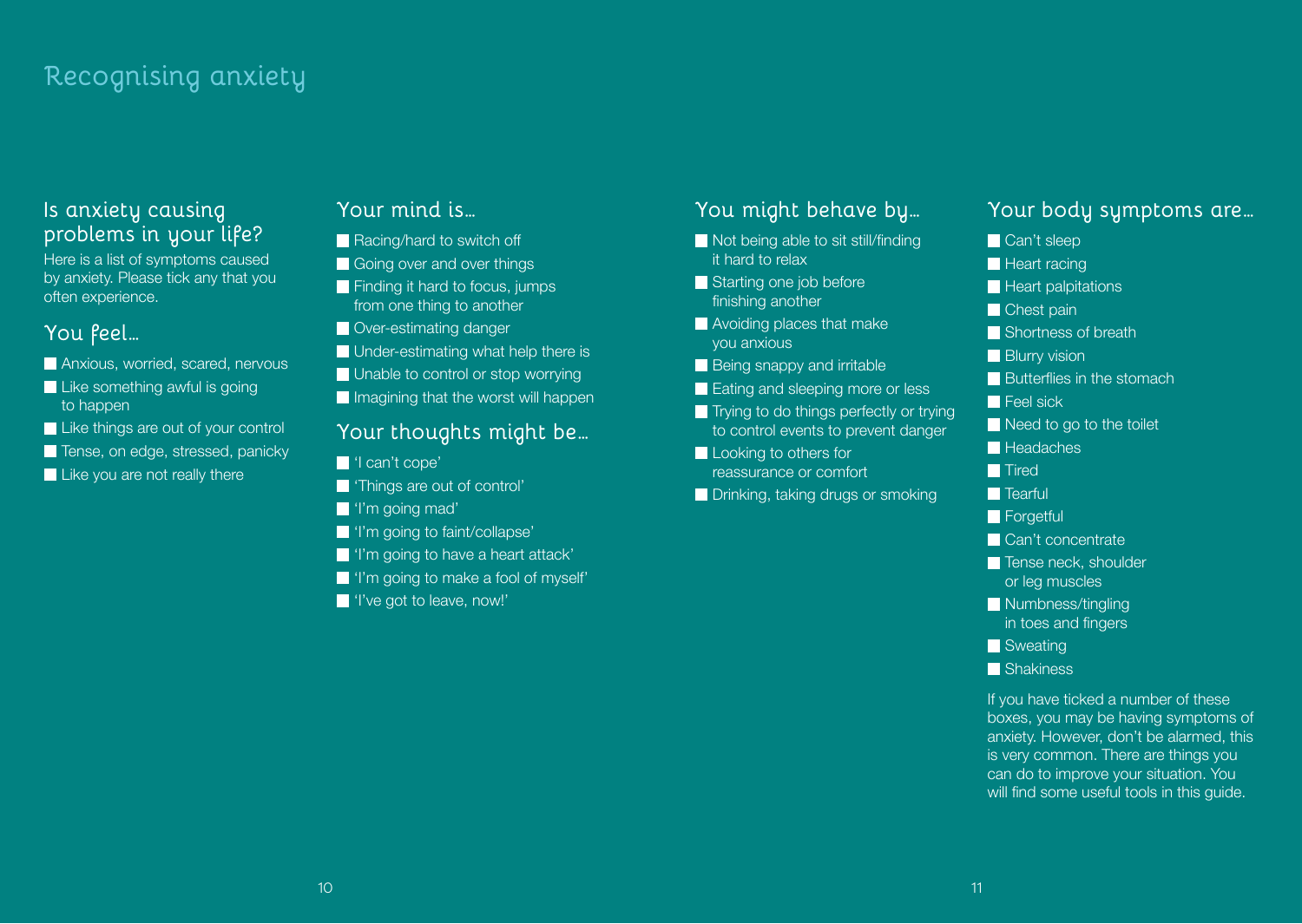# Recognising anxiety

## Is anxiety causing problems in your life?

Here is a list of symptoms caused by anxiety. Please tick any that you often experience.

## You feel…

- Anxious, worried, scared, nervous
- Like something awful is going to happen
- Like things are out of your control
- Tense, on edge, stressed, panicky
- Like you are not really there

## Your mind is…

- Racing/hard to switch off
- Going over and over things
- Finding it hard to focus, jumps from one thing to another
- Over-estimating danger
- Under-estimating what help there is
- Unable to control or stop worrying
- Imagining that the worst will happen

## Your thoughts might be…

- 'I can't cope'
- 'Things are out of control'
- 'I'm going mad'
- 'I'm going to faint/collapse'
- 'I'm going to have a heart attack'
- 'I'm going to make a fool of myself'
- 'I've got to leave, now!'

## You might behave by…

- Not being able to sit still/finding it hard to relax
- Starting one job before finishing another
- Avoiding places that make you anxious
- Being snappy and irritable
- Eating and sleeping more or less
- Trying to do things perfectly or trying to control events to prevent danger
- Looking to others for reassurance or comfort
- Drinking, taking drugs or smoking

## Your body symptoms are…

- Can't sleep
- Heart racing
- Heart palpitations
- Chest pain
- Shortness of breath
- Blurry vision
- Butterflies in the stomach
- Feel sick
- Need to go to the toilet
- Headaches
- Tired
- Tearful
- Forgetful
- Can't concentrate
- Tense neck, shoulder or leg muscles
- Numbness/tingling in toes and fingers
- Sweating
- Shakiness

If you have ticked a number of these boxes, you may be having symptoms of anxiety. However, don't be alarmed, this is very common. There are things you can do to improve your situation. You will find some useful tools in this guide.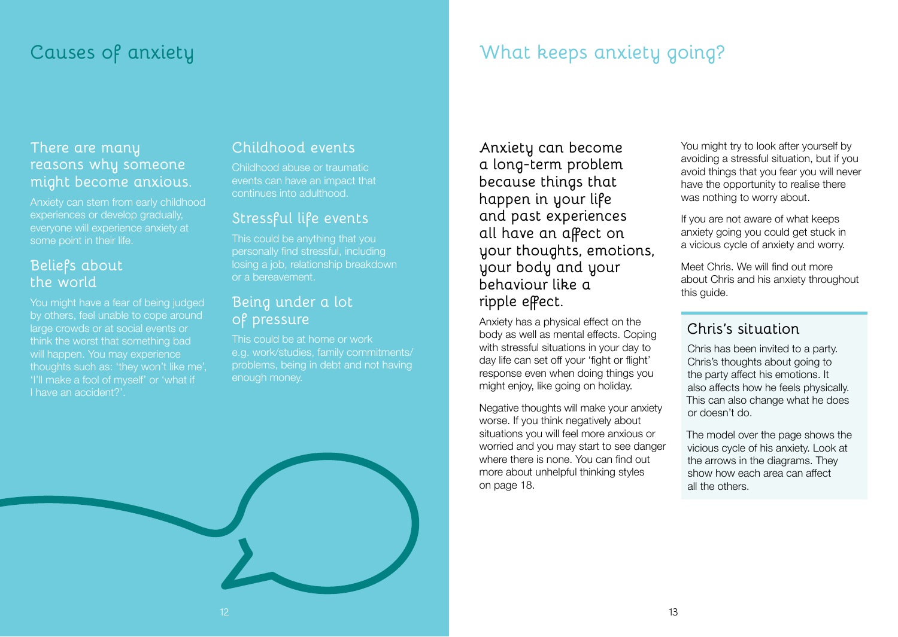# Causes of anxiety

## There are many reasons why someone might become anxious.

Anxiety can stem from early childhood experiences or develop gradually, everyone will experience anxiety at some point in their life.

### Beliefs about the world

You might have a fear of being judged by others, feel unable to cope around large crowds or at social events or think the worst that something bad will happen. You may experience thoughts such as: 'they won't like me', 'I'll make a fool of myself' or 'what if I have an accident?'.

### Childhood events

Childhood abuse or traumatic events can have an impact that continues into adulthood.

### Stressful life events

This could be anything that you personally find stressful, including losing a job, relationship breakdown or a bereavement.

### Being under a lot of pressure

This could be at home or work e.g. work/studies, family commitments/ problems, being in debt and not having enough money.

# What keeps anxiety going?

## Anxiety can become a long-term problem because things that happen in your life and past experiences all have an affect on your thoughts, emotions, your body and your behaviour like a ripple effect.

Anxiety has a physical effect on the body as well as mental effects. Coping with stressful situations in your day to day life can set off your 'fight or flight' response even when doing things you might enjoy, like going on holiday.

Negative thoughts will make your anxiety worse. If you think negatively about situations you will feel more anxious or worried and you may start to see danger where there is none. You can find out more about unhelpful thinking styles on page 18.

You might try to look after yourself by avoiding a stressful situation, but if you avoid things that you fear you will never have the opportunity to realise there was nothing to worry about.

If you are not aware of what keeps anxiety going you could get stuck in a vicious cycle of anxiety and worry.

Meet Chris. We will find out more about Chris and his anxiety throughout this guide.

### Chris's situation

Chris has been invited to a party. Chris's thoughts about going to the party affect his emotions. It also affects how he feels physically. This can also change what he does or doesn't do.

The model over the page shows the vicious cycle of his anxiety. Look at the arrows in the diagrams. They show how each area can affect all the others.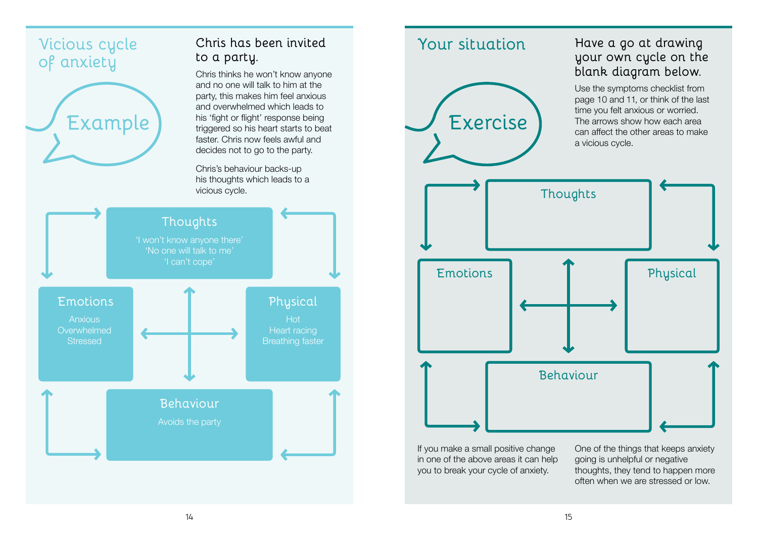## Vicious cycle of anxiety

Example

### Chris has been invited to a party.

Chris thinks he won't know anyone and no one will talk to him at the party, this makes him feel anxious and overwhelmed which leads to his 'fight or flight' response being triggered so his heart starts to beat faster. Chris now feels awful and decides not to go to the party.

Chris's behaviour backs-up his thoughts which leads to a vicious cycle.

Thoughts
'I won't know anyone there'
'No one will talk to me'
'I can't cope'

Emotions
Anxious
Overwhelmed
Stressed

Physical
Hot
Heart racing
Breathing faster

Behaviour
Avoids the party

## Your situation

Exercise

### Have a go at drawing your own cycle on the blank diagram below.

Use the symptoms checklist from page 10 and 11, or think of the last time you felt anxious or worried. The arrows show how each area can affect the other areas to make a vicious cycle.

Thoughts

Emotions

Physical

Behaviour

If you make a small positive change in one of the above areas it can help you to break your cycle of anxiety.

One of the things that keeps anxiety going is unhelpful or negative thoughts, they tend to happen more often when we are stressed or low.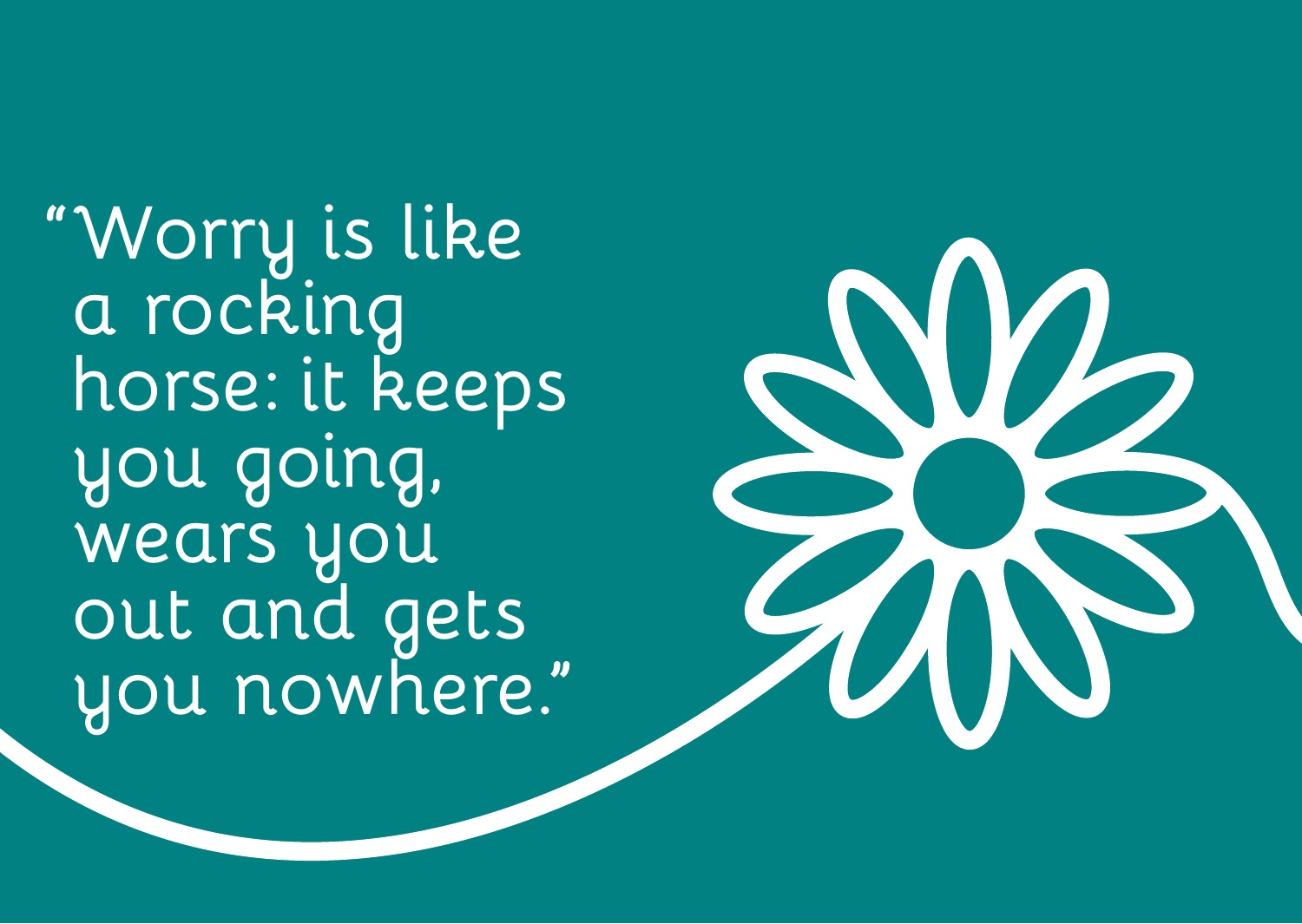"Worry is like a rocking horse: it keeps you going, wears you out and gets you nowhere."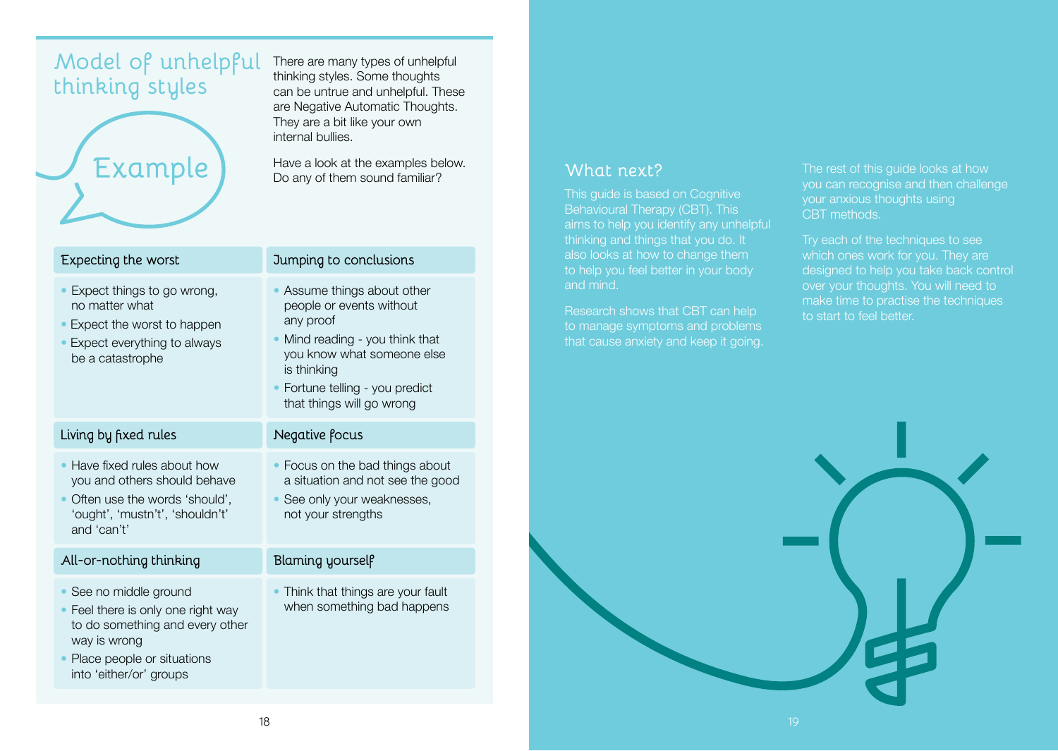## Model of unhelpful thinking styles

Example

There are many types of unhelpful thinking styles. Some thoughts can be untrue and unhelpful. These are Negative Automatic Thoughts. They are a bit like your own internal bullies.

Have a look at the examples below. Do any of them sound familiar?

### Expecting the worst

- Expect things to go wrong, no matter what
- Expect the worst to happen
- Expect everything to always be a catastrophe

### Jumping to conclusions

- Assume things about other people or events without any proof
- Mind reading - you think that you know what someone else is thinking
- Fortune telling - you predict that things will go wrong

### Living by fixed rules

- Have fixed rules about how you and others should behave
- Often use the words 'should', 'ought', 'mustn't', 'shouldn't' and 'can't'

### Negative focus

- Focus on the bad things about a situation and not see the good
- See only your weaknesses, not your strengths

### All-or-nothing thinking

- See no middle ground
- Feel there is only one right way to do something and every other way is wrong
- Place people or situations into 'either/or' groups

### Blaming yourself

- Think that things are your fault when something bad happens

## What next?

This guide is based on Cognitive Behavioural Therapy (CBT). This aims to help you identify any unhelpful thinking and things that you do. It also looks at how to change them to help you feel better in your body and mind.

Research shows that CBT can help to manage symptoms and problems that cause anxiety and keep it going.

The rest of this guide looks at how you can recognise and then challenge your anxious thoughts using CBT methods.

Try each of the techniques to see which ones work for you. They are designed to help you take back control over your thoughts. You will need to make time to practise the techniques to start to feel better.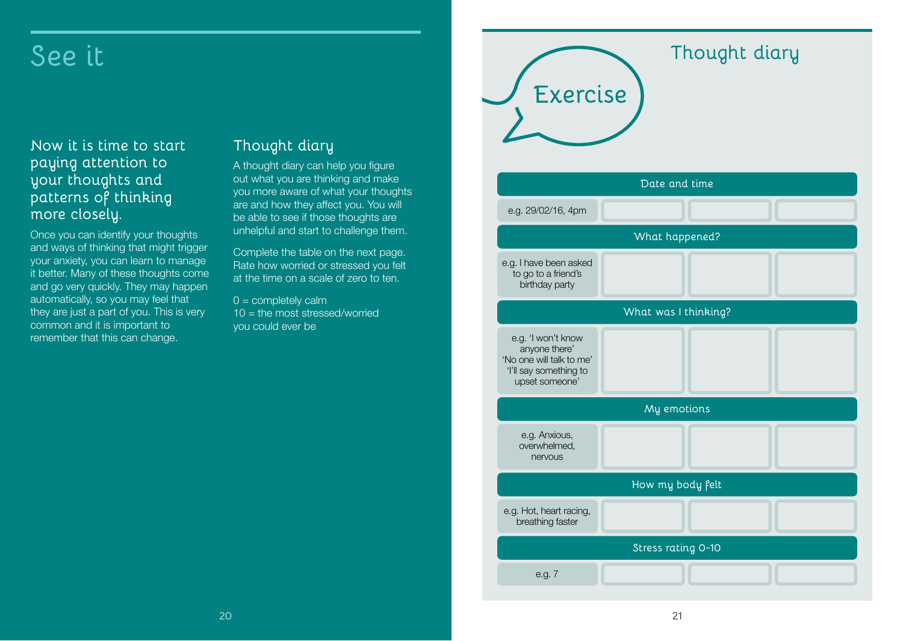# See it

## Now it is time to start paying attention to your thoughts and patterns of thinking more closely.

Once you can identify your thoughts and ways of thinking that might trigger your anxiety, you can learn to manage it better. Many of these thoughts come and go very quickly. They may happen automatically, so you may feel that they are just a part of you. This is very common and it is important to remember that this can change.

## Thought diary

A thought diary can help you figure out what you are thinking and make you more aware of what your thoughts are and how they affect you. You will be able to see if those thoughts are unhelpful and start to challenge them.

Complete the table on the next page. Rate how worried or stressed you felt at the time on a scale of zero to ten.

0 = completely calm
10 = the most stressed/worried you could ever be

Exercise

# Thought diary

| | | | |
|---|---|---|---|
| **Date and time** | | | |
| e.g. 29/02/16, 4pm | | | |
| **What happened?** | | | |
| e.g. I have been asked to go to a friend's birthday party | | | |
| **What was I thinking?** | | | |
| e.g. 'I won't know anyone there' 'No one will talk to me' 'I'll say something to upset someone' | | | |
| **My emotions** | | | |
| e.g. Anxious, overwhelmed, nervous | | | |
| **How my body felt** | | | |
| e.g. Hot, heart racing, breathing faster | | | |
| **Stress rating 0-10** | | | |
| e.g. 7 | | | |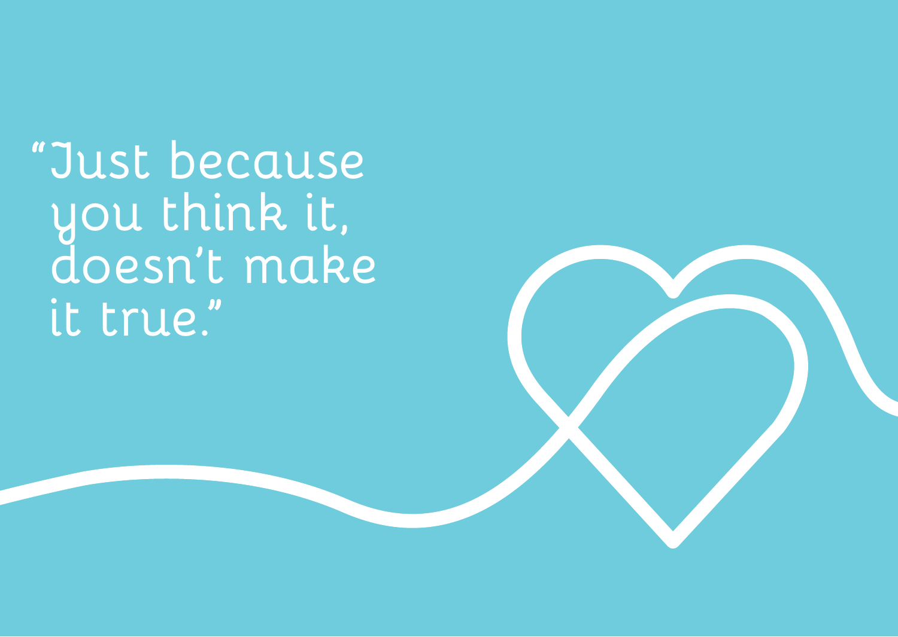"Just because you think it, doesn't make it true."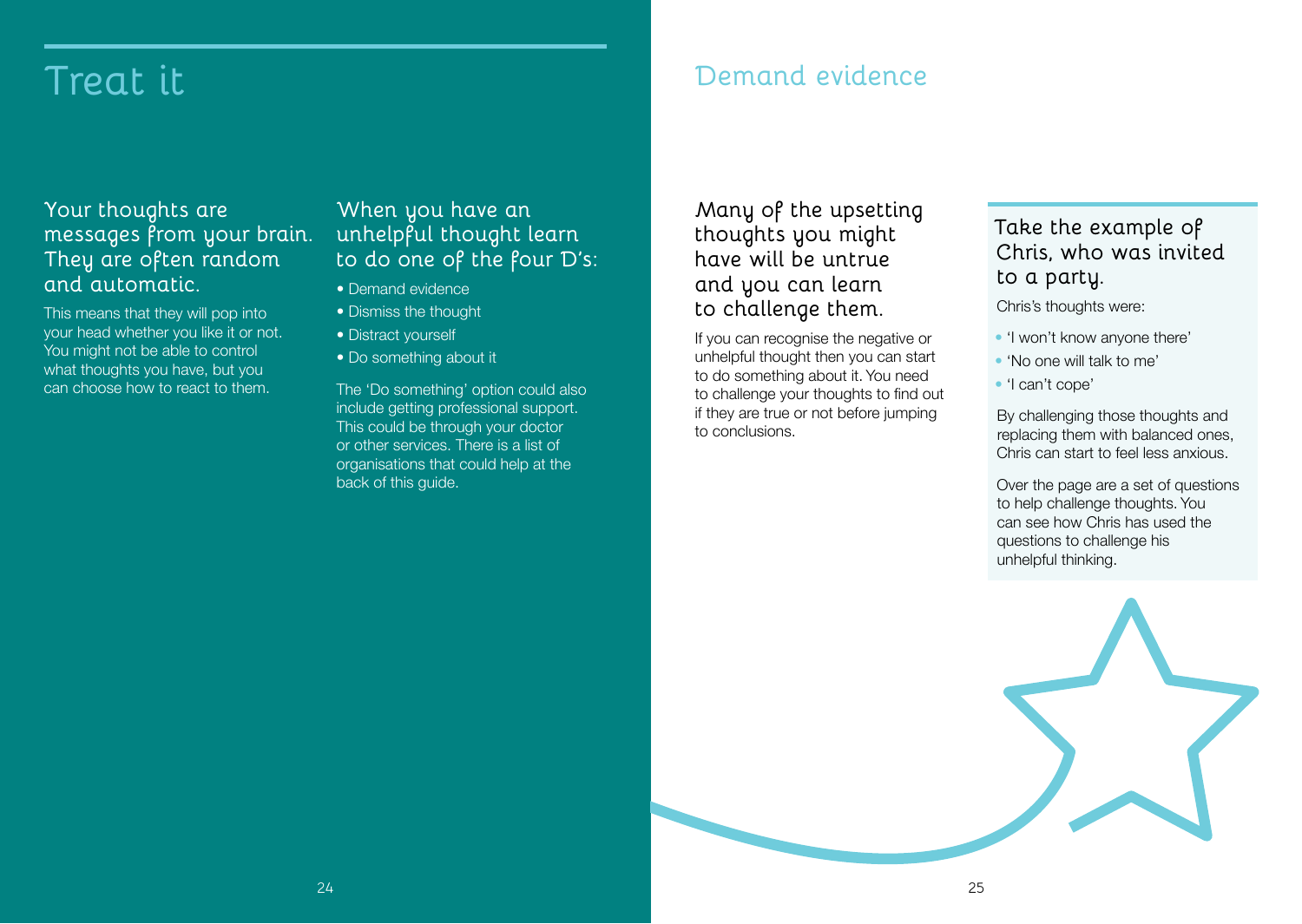# Treat it

### Your thoughts are messages from your brain. They are often random and automatic.

This means that they will pop into your head whether you like it or not. You might not be able to control what thoughts you have, but you can choose how to react to them.

### When you have an unhelpful thought learn to do one of the four D's:

- Demand evidence
- Dismiss the thought
- Distract yourself
- Do something about it

The 'Do something' option could also include getting professional support. This could be through your doctor or other services. There is a list of organisations that could help at the back of this guide.

## Demand evidence

### Many of the upsetting thoughts you might have will be untrue and you can learn to challenge them.

If you can recognise the negative or unhelpful thought then you can start to do something about it. You need to challenge your thoughts to find out if they are true or not before jumping to conclusions.

### Take the example of Chris, who was invited to a party.

Chris's thoughts were:

- 'I won't know anyone there'
- 'No one will talk to me'
- 'I can't cope'

By challenging those thoughts and replacing them with balanced ones, Chris can start to feel less anxious.

Over the page are a set of questions to help challenge thoughts. You can see how Chris has used the questions to challenge his unhelpful thinking.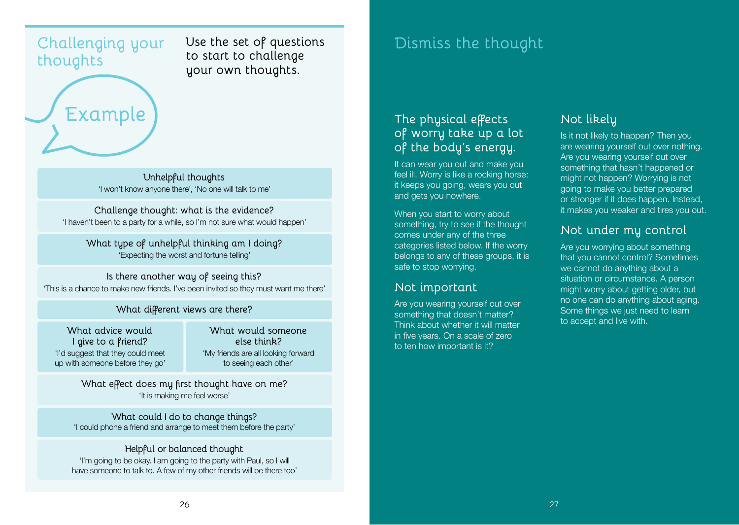## Challenging your thoughts

Use the set of questions to start to challenge your own thoughts.

### Example

**Unhelpful thoughts**
'I won't know anyone there', 'No one will talk to me'

**Challenge thought: what is the evidence?**
'I haven't been to a party for a while, so I'm not sure what would happen'

**What type of unhelpful thinking am I doing?**
'Expecting the worst and fortune telling'

**Is there another way of seeing this?**
'This is a chance to make new friends. I've been invited so they must want me there'

**What different views are there?**

| What advice would I give to a friend? | What would someone else think? |
|---|---|
| 'I'd suggest that they could meet up with someone before they go' | 'My friends are all looking forward to seeing each other' |

**What effect does my first thought have on me?**
'It is making me feel worse'

**What could I do to change things?**
'I could phone a friend and arrange to meet them before the party'

**Helpful or balanced thought**
'I'm going to be okay. I am going to the party with Paul, so I will have someone to talk to. A few of my other friends will be there too'

## Dismiss the thought

### The physical effects of worry take up a lot of the body's energy.

It can wear you out and make you feel ill. Worry is like a rocking horse: it keeps you going, wears you out and gets you nowhere.

When you start to worry about something, try to see if the thought comes under any of the three categories listed below. If the worry belongs to any of these groups, it is safe to stop worrying.

### Not important

Are you wearing yourself out over something that doesn't matter? Think about whether it will matter in five years. On a scale of zero to ten how important is it?

### Not likely

Is it not likely to happen? Then you are wearing yourself out over nothing. Are you wearing yourself out over something that hasn't happened or might not happen? Worrying is not going to make you better prepared or stronger if it does happen. Instead, it makes you weaker and tires you out.

### Not under my control

Are you worrying about something that you cannot control? Sometimes we cannot do anything about a situation or circumstance. A person might worry about getting older, but no one can do anything about aging. Some things we just need to learn to accept and live with.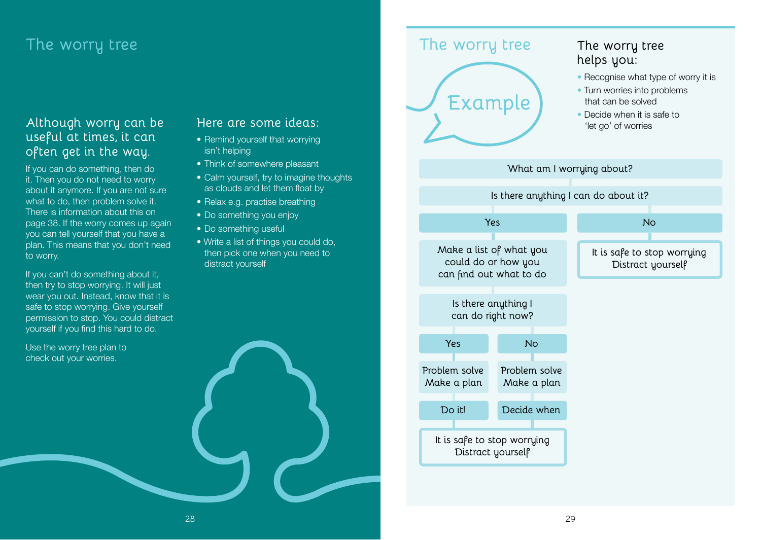# The worry tree

## Although worry can be useful at times, it can often get in the way.

If you can do something, then do it. Then you do not need to worry about it anymore. If you are not sure what to do, then problem solve it. There is information about this on page 38. If the worry comes up again you can tell yourself that you have a plan. This means that you don't need to worry.

If you can't do something about it, then try to stop worrying. It will just wear you out. Instead, know that it is safe to stop worrying. Give yourself permission to stop. You could distract yourself if you find this hard to do.

Use the worry tree plan to check out your worries.

## Here are some ideas:

- Remind yourself that worrying isn't helping
- Think of somewhere pleasant
- Calm yourself, try to imagine thoughts as clouds and let them float by
- Relax e.g. practise breathing
- Do something you enjoy
- Do something useful
- Write a list of things you could do, then pick one when you need to distract yourself

# The worry tree

Example

## The worry tree helps you:

- Recognise what type of worry it is
- Turn worries into problems that can be solved
- Decide when it is safe to 'let go' of worries

What am I worrying about?

Is there anything I can do about it?

**Yes**

Make a list of what you could do or how you can find out what to do

Is there anything I can do right now?

- **Yes** → Problem solve / Make a plan → Do it!
- **No** → Problem solve / Make a plan → Decide when

It is safe to stop worrying / Distract yourself

**No**

It is safe to stop worrying / Distract yourself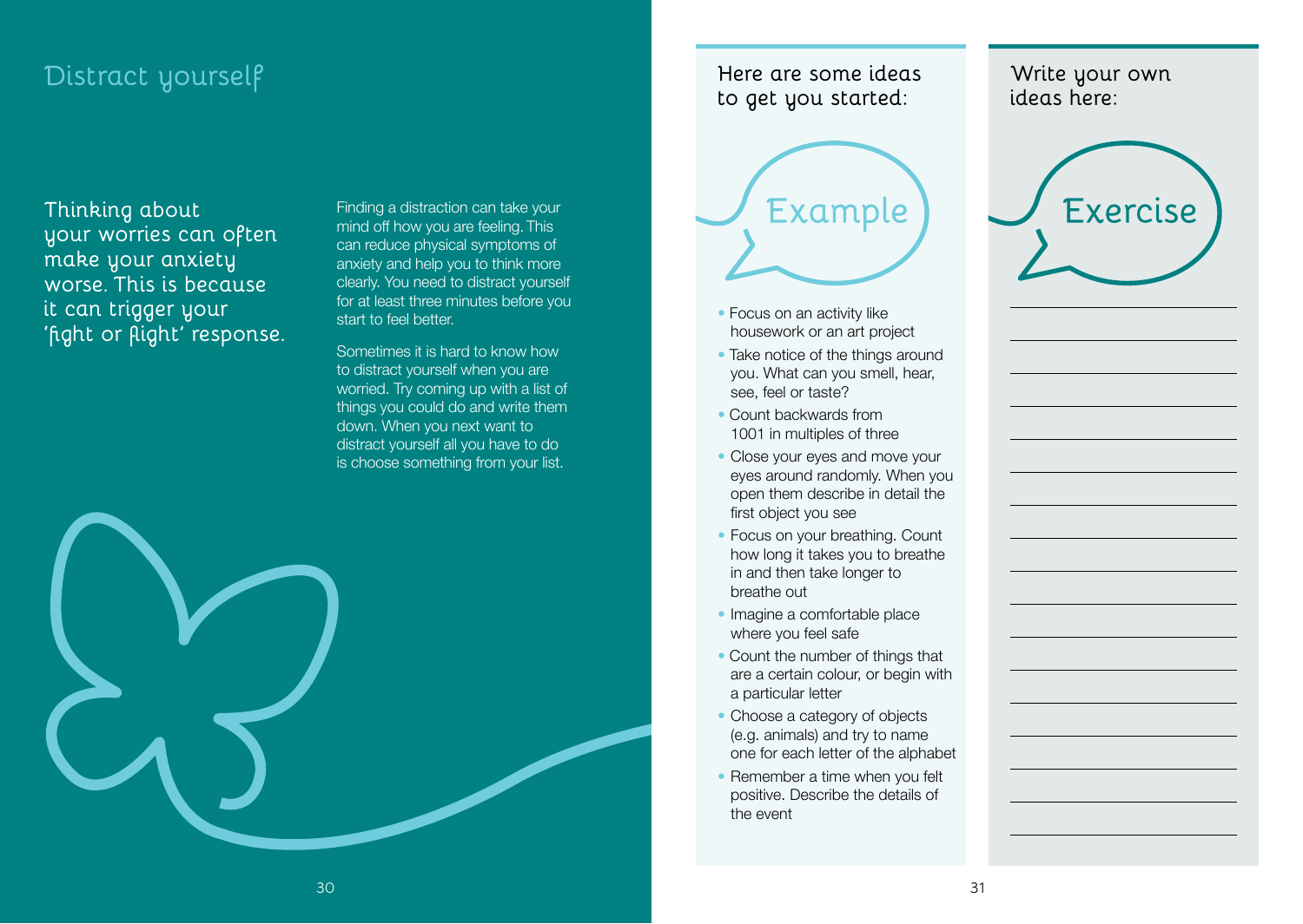## Distract yourself

Thinking about your worries can often make your anxiety worse. This is because it can trigger your 'fight or flight' response.

Finding a distraction can take your mind off how you are feeling. This can reduce physical symptoms of anxiety and help you to think more clearly. You need to distract yourself for at least three minutes before you start to feel better.

Sometimes it is hard to know how to distract yourself when you are worried. Try coming up with a list of things you could do and write them down. When you next want to distract yourself all you have to do is choose something from your list.

### Here are some ideas to get you started:

**Example**

- Focus on an activity like housework or an art project
- Take notice of the things around you. What can you smell, hear, see, feel or taste?
- Count backwards from 1001 in multiples of three
- Close your eyes and move your eyes around randomly. When you open them describe in detail the first object you see
- Focus on your breathing. Count how long it takes you to breathe in and then take longer to breathe out
- Imagine a comfortable place where you feel safe
- Count the number of things that are a certain colour, or begin with a particular letter
- Choose a category of objects (e.g. animals) and try to name one for each letter of the alphabet
- Remember a time when you felt positive. Describe the details of the event

### Write your own ideas here:

**Exercise**

_______________________________________

_______________________________________

_______________________________________

_______________________________________

_______________________________________

_______________________________________

_______________________________________

_______________________________________

_______________________________________

_______________________________________

_______________________________________

_______________________________________

_______________________________________

_______________________________________

_______________________________________

_______________________________________

_______________________________________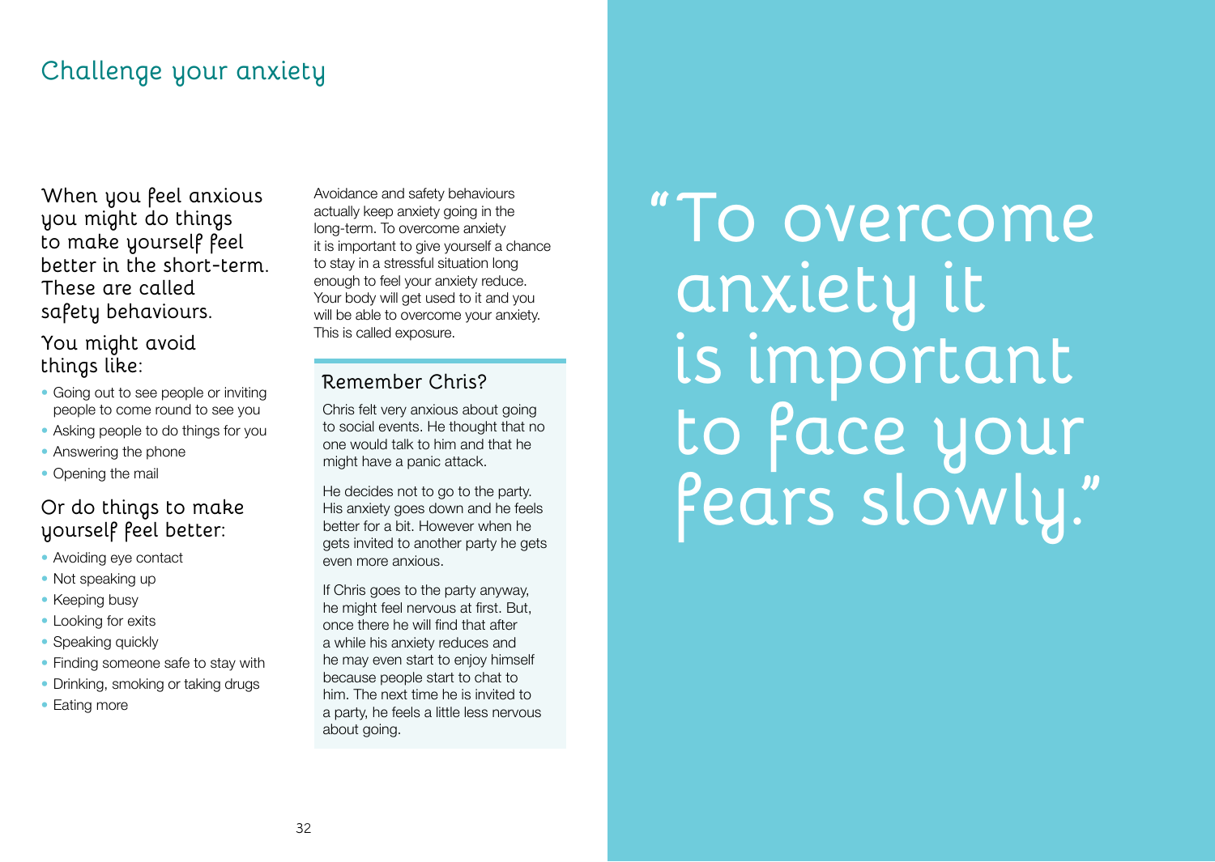## Challenge your anxiety

When you feel anxious you might do things to make yourself feel better in the short-term. These are called safety behaviours.

### You might avoid things like:

- Going out to see people or inviting people to come round to see you
- Asking people to do things for you
- Answering the phone
- Opening the mail

### Or do things to make yourself feel better:

- Avoiding eye contact
- Not speaking up
- Keeping busy
- Looking for exits
- Speaking quickly
- Finding someone safe to stay with
- Drinking, smoking or taking drugs
- Eating more

Avoidance and safety behaviours actually keep anxiety going in the long-term. To overcome anxiety it is important to give yourself a chance to stay in a stressful situation long enough to feel your anxiety reduce. Your body will get used to it and you will be able to overcome your anxiety. This is called exposure.

### Remember Chris?

Chris felt very anxious about going to social events. He thought that no one would talk to him and that he might have a panic attack.

He decides not to go to the party. His anxiety goes down and he feels better for a bit. However when he gets invited to another party he gets even more anxious.

If Chris goes to the party anyway, he might feel nervous at first. But, once there he will find that after a while his anxiety reduces and he may even start to enjoy himself because people start to chat to him. The next time he is invited to a party, he feels a little less nervous about going.

> "To overcome anxiety it is important to face your fears slowly."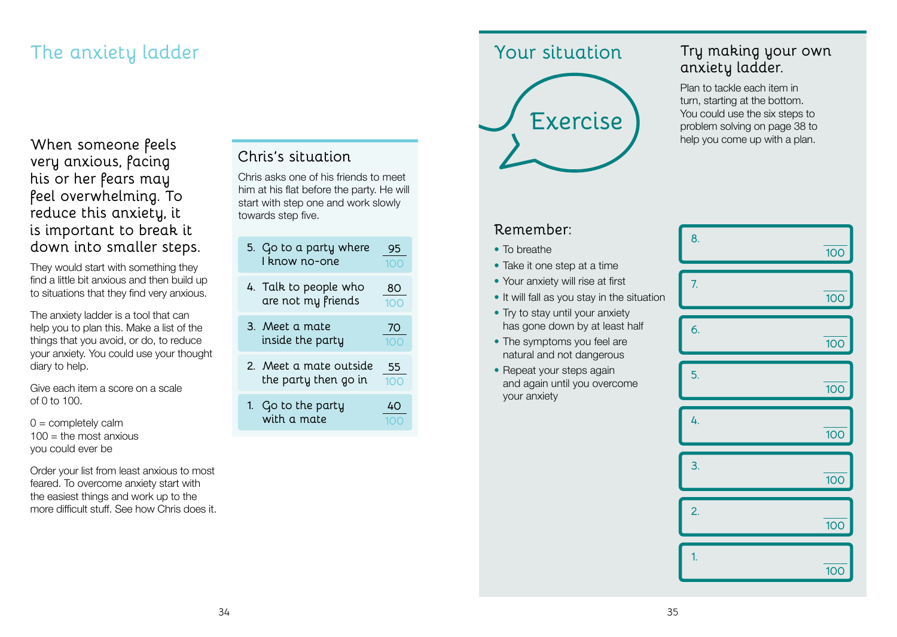# The anxiety ladder

## When someone feels very anxious, facing his or her fears may feel overwhelming. To reduce this anxiety, it is important to break it down into smaller steps.

They would start with something they find a little bit anxious and then build up to situations that they find very anxious.

The anxiety ladder is a tool that can help you to plan this. Make a list of the things that you avoid, or do, to reduce your anxiety. You could use your thought diary to help.

Give each item a score on a scale of 0 to 100.

0 = completely calm
100 = the most anxious you could ever be

Order your list from least anxious to most feared. To overcome anxiety start with the easiest things and work up to the more difficult stuff. See how Chris does it.

### Chris's situation

Chris asks one of his friends to meet him at his flat before the party. He will start with step one and work slowly towards step five.

| Step | Score |
|---|---|
| 5. Go to a party where I know no-one | 95/100 |
| 4. Talk to people who are not my friends | 80/100 |
| 3. Meet a mate inside the party | 70/100 |
| 2. Meet a mate outside the party then go in | 55/100 |
| 1. Go to the party with a mate | 40/100 |

# Your situation

## Exercise

### Try making your own anxiety ladder.

Plan to tackle each item in turn, starting at the bottom. You could use the six steps to problem solving on page 38 to help you come up with a plan.

### Remember:

- To breathe
- Take it one step at a time
- Your anxiety will rise at first
- It will fall as you stay in the situation
- Try to stay until your anxiety has gone down by at least half
- The symptoms you feel are natural and not dangerous
- Repeat your steps again and again until you overcome your anxiety

| Step | Score |
|---|---|
| 8. | /100 |
| 7. | /100 |
| 6. | /100 |
| 5. | /100 |
| 4. | /100 |
| 3. | /100 |
| 2. | /100 |
| 1. | /100 |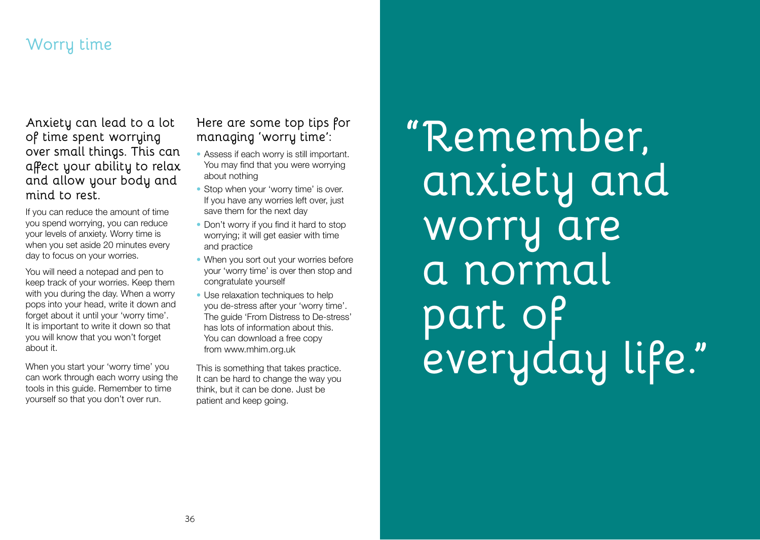## Worry time

Anxiety can lead to a lot of time spent worrying over small things. This can affect your ability to relax and allow your body and mind to rest.

If you can reduce the amount of time you spend worrying, you can reduce your levels of anxiety. Worry time is when you set aside 20 minutes every day to focus on your worries.

You will need a notepad and pen to keep track of your worries. Keep them with you during the day. When a worry pops into your head, write it down and forget about it until your 'worry time'. It is important to write it down so that you will know that you won't forget about it.

When you start your 'worry time' you can work through each worry using the tools in this guide. Remember to time yourself so that you don't over run.

Here are some top tips for managing 'worry time':

- Assess if each worry is still important. You may find that you were worrying about nothing
- Stop when your 'worry time' is over. If you have any worries left over, just save them for the next day
- Don't worry if you find it hard to stop worrying; it will get easier with time and practice
- When you sort out your worries before your 'worry time' is over then stop and congratulate yourself
- Use relaxation techniques to help you de-stress after your 'worry time'. The guide 'From Distress to De-stress' has lots of information about this. You can download a free copy from www.mhim.org.uk

This is something that takes practice. It can be hard to change the way you think, but it can be done. Just be patient and keep going.

"Remember, anxiety and worry are a normal part of everyday life."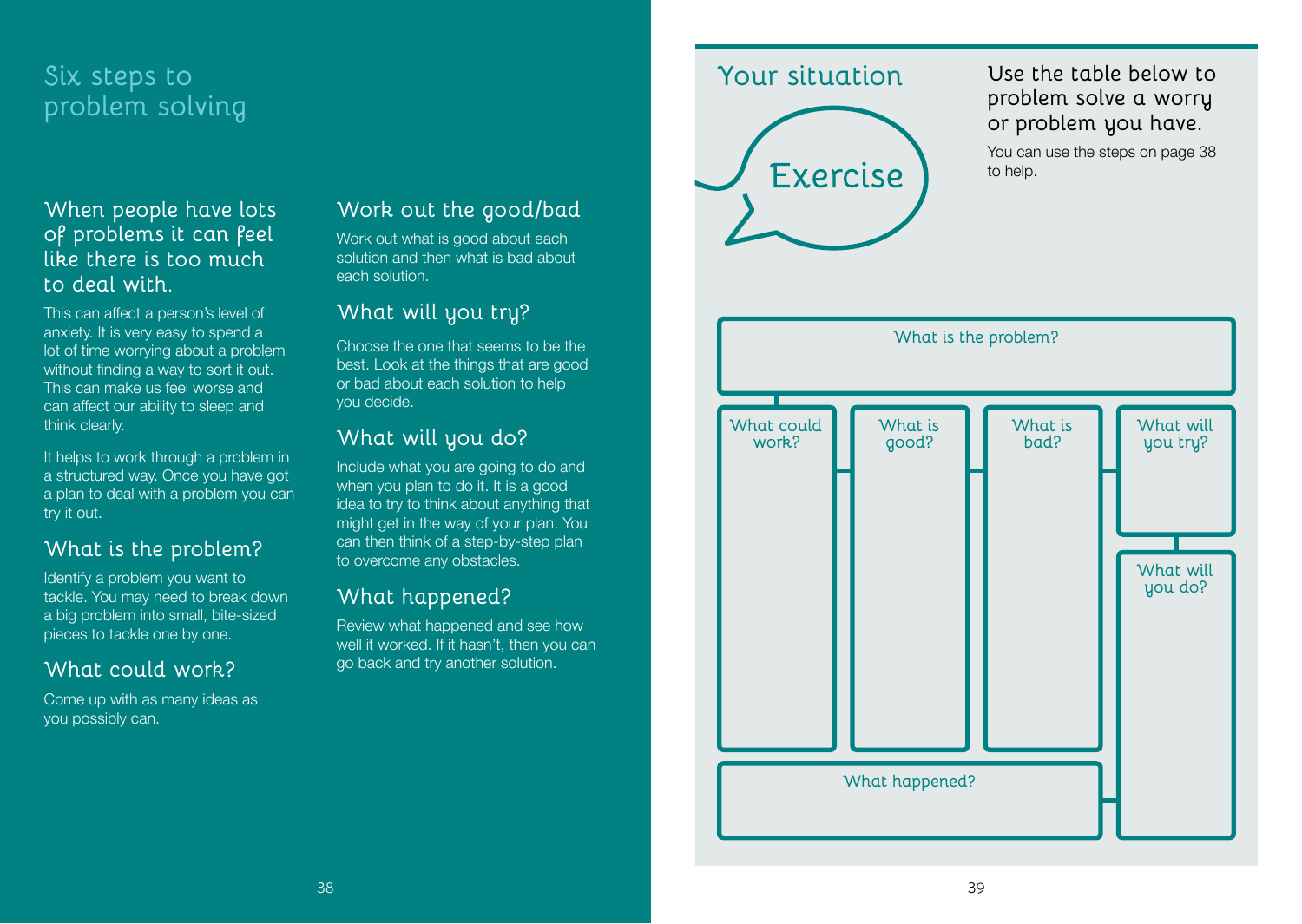# Six steps to problem solving

## When people have lots of problems it can feel like there is too much to deal with.

This can affect a person's level of anxiety. It is very easy to spend a lot of time worrying about a problem without finding a way to sort it out. This can make us feel worse and can affect our ability to sleep and think clearly.

It helps to work through a problem in a structured way. Once you have got a plan to deal with a problem you can try it out.

### What is the problem?

Identify a problem you want to tackle. You may need to break down a big problem into small, bite-sized pieces to tackle one by one.

### What could work?

Come up with as many ideas as you possibly can.

### Work out the good/bad

Work out what is good about each solution and then what is bad about each solution.

### What will you try?

Choose the one that seems to be the best. Look at the things that are good or bad about each solution to help you decide.

### What will you do?

Include what you are going to do and when you plan to do it. It is a good idea to try to think about anything that might get in the way of your plan. You can then think of a step-by-step plan to overcome any obstacles.

### What happened?

Review what happened and see how well it worked. If it hasn't, then you can go back and try another solution.

## Your situation

Exercise

### Use the table below to problem solve a worry or problem you have.

You can use the steps on page 38 to help.

What is the problem?

What could work?

What is good?

What is bad?

What will you try?

What will you do?

What happened?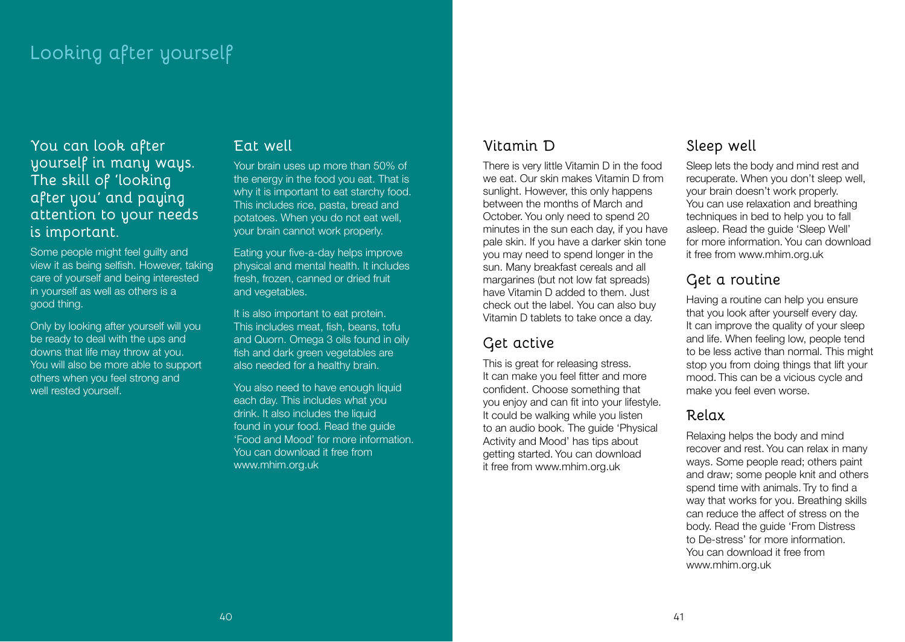# Looking after yourself

## You can look after yourself in many ways. The skill of 'looking after you' and paying attention to your needs is important.

Some people might feel guilty and view it as being selfish. However, taking care of yourself and being interested in yourself as well as others is a good thing.

Only by looking after yourself will you be ready to deal with the ups and downs that life may throw at you. You will also be more able to support others when you feel strong and well rested yourself.

## Eat well

Your brain uses up more than 50% of the energy in the food you eat. That is why it is important to eat starchy food. This includes rice, pasta, bread and potatoes. When you do not eat well, your brain cannot work properly.

Eating your five-a-day helps improve physical and mental health. It includes fresh, frozen, canned or dried fruit and vegetables.

It is also important to eat protein. This includes meat, fish, beans, tofu and Quorn. Omega 3 oils found in oily fish and dark green vegetables are also needed for a healthy brain.

You also need to have enough liquid each day. This includes what you drink. It also includes the liquid found in your food. Read the guide 'Food and Mood' for more information. You can download it free from www.mhim.org.uk

## Vitamin D

There is very little Vitamin D in the food we eat. Our skin makes Vitamin D from sunlight. However, this only happens between the months of March and October. You only need to spend 20 minutes in the sun each day, if you have pale skin. If you have a darker skin tone you may need to spend longer in the sun. Many breakfast cereals and all margarines (but not low fat spreads) have Vitamin D added to them. Just check out the label. You can also buy Vitamin D tablets to take once a day.

## Get active

This is great for releasing stress. It can make you feel fitter and more confident. Choose something that you enjoy and can fit into your lifestyle. It could be walking while you listen to an audio book. The guide 'Physical Activity and Mood' has tips about getting started. You can download it free from www.mhim.org.uk

## Sleep well

Sleep lets the body and mind rest and recuperate. When you don't sleep well, your brain doesn't work properly. You can use relaxation and breathing techniques in bed to help you to fall asleep. Read the guide 'Sleep Well' for more information. You can download it free from www.mhim.org.uk

## Get a routine

Having a routine can help you ensure that you look after yourself every day. It can improve the quality of your sleep and life. When feeling low, people tend to be less active than normal. This might stop you from doing things that lift your mood. This can be a vicious cycle and make you feel even worse.

## Relax

Relaxing helps the body and mind recover and rest. You can relax in many ways. Some people read; others paint and draw; some people knit and others spend time with animals. Try to find a way that works for you. Breathing skills can reduce the affect of stress on the body. Read the guide 'From Distress to De-stress' for more information. You can download it free from www.mhim.org.uk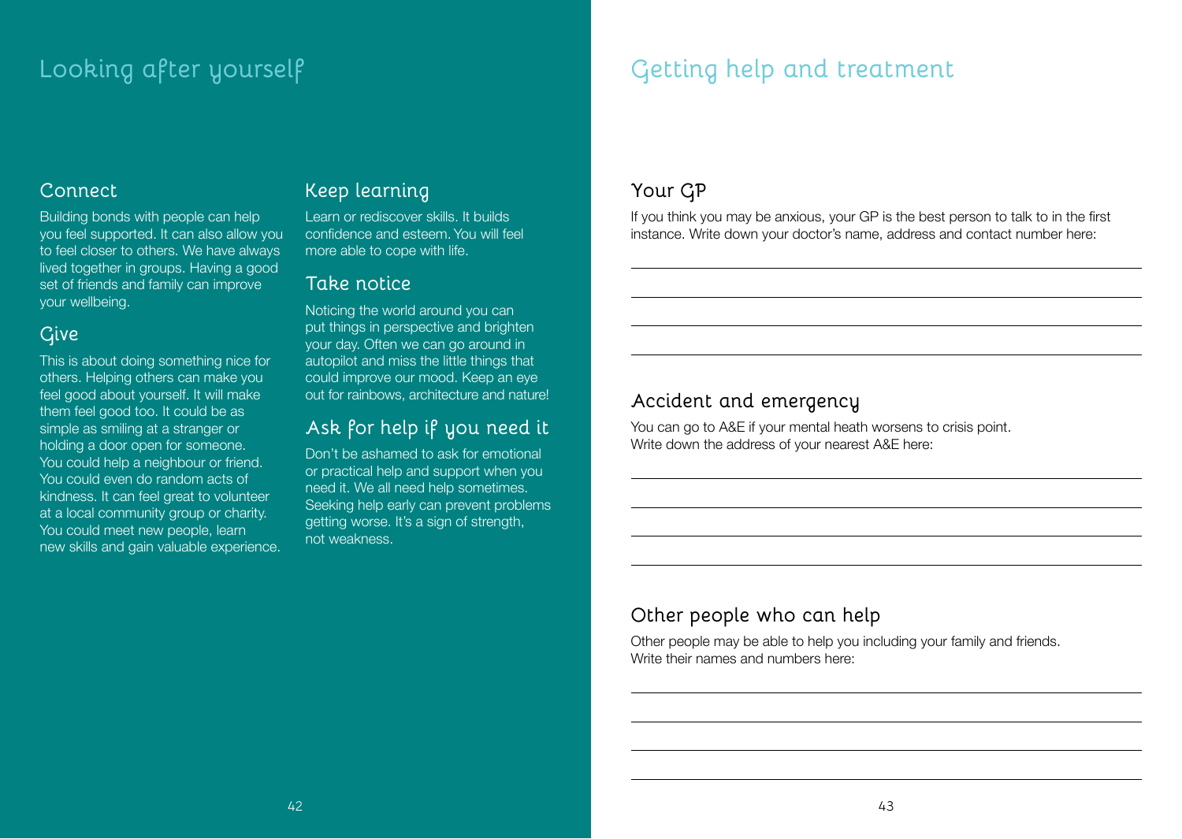# Looking after yourself

## Connect

Building bonds with people can help you feel supported. It can also allow you to feel closer to others. We have always lived together in groups. Having a good set of friends and family can improve your wellbeing.

## Give

This is about doing something nice for others. Helping others can make you feel good about yourself. It will make them feel good too. It could be as simple as smiling at a stranger or holding a door open for someone. You could help a neighbour or friend. You could even do random acts of kindness. It can feel great to volunteer at a local community group or charity. You could meet new people, learn new skills and gain valuable experience.

## Keep learning

Learn or rediscover skills. It builds confidence and esteem. You will feel more able to cope with life.

## Take notice

Noticing the world around you can put things in perspective and brighten your day. Often we can go around in autopilot and miss the little things that could improve our mood. Keep an eye out for rainbows, architecture and nature!

## Ask for help if you need it

Don't be ashamed to ask for emotional or practical help and support when you need it. We all need help sometimes. Seeking help early can prevent problems getting worse. It's a sign of strength, not weakness.

# Getting help and treatment

## Your GP

If you think you may be anxious, your GP is the best person to talk to in the first instance. Write down your doctor's name, address and contact number here:

_______________________________________________

_______________________________________________

_______________________________________________

_______________________________________________

## Accident and emergency

You can go to A&E if your mental heath worsens to crisis point.
Write down the address of your nearest A&E here:

_______________________________________________

_______________________________________________

_______________________________________________

_______________________________________________

## Other people who can help

Other people may be able to help you including your family and friends.
Write their names and numbers here:

_______________________________________________

_______________________________________________

_______________________________________________

_______________________________________________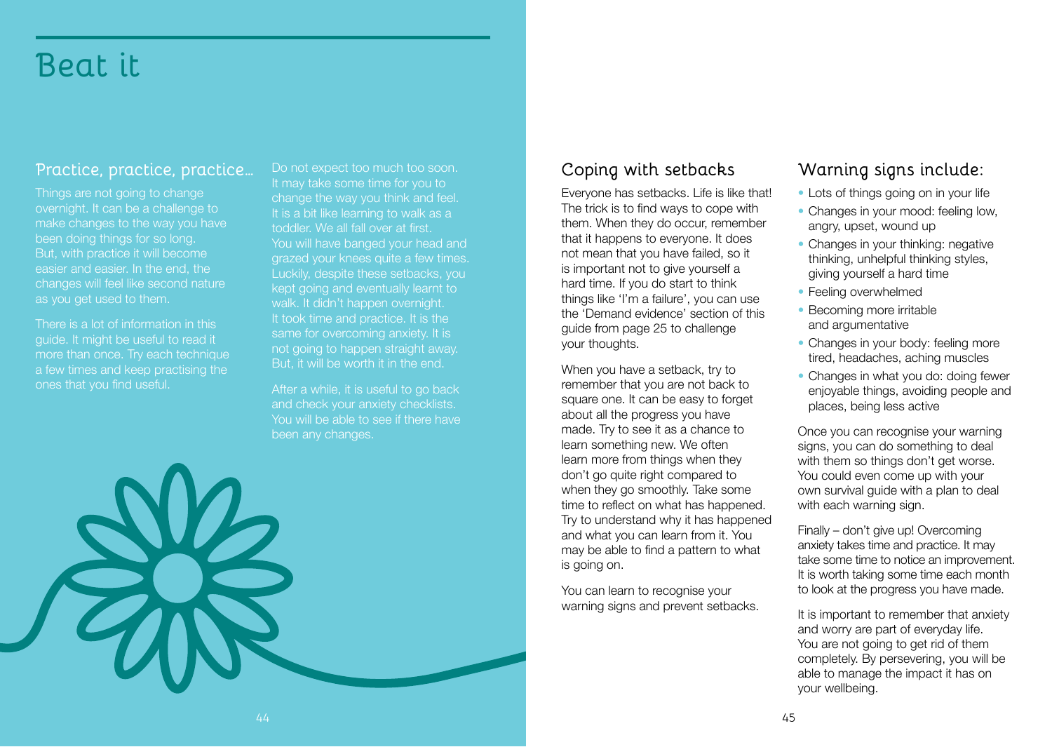# Beat it

## Practice, practice, practice…

Things are not going to change overnight. It can be a challenge to make changes to the way you have been doing things for so long. But, with practice it will become easier and easier. In the end, the changes will feel like second nature as you get used to them.

There is a lot of information in this guide. It might be useful to read it more than once. Try each technique a few times and keep practising the ones that you find useful.

Do not expect too much too soon. It may take some time for you to change the way you think and feel. It is a bit like learning to walk as a toddler. We all fall over at first. You will have banged your head and grazed your knees quite a few times. Luckily, despite these setbacks, you kept going and eventually learnt to walk. It didn't happen overnight. It took time and practice. It is the same for overcoming anxiety. It is not going to happen straight away. But, it will be worth it in the end.

After a while, it is useful to go back and check your anxiety checklists. You will be able to see if there have been any changes.

## Coping with setbacks

Everyone has setbacks. Life is like that! The trick is to find ways to cope with them. When they do occur, remember that it happens to everyone. It does not mean that you have failed, so it is important not to give yourself a hard time. If you do start to think things like 'I'm a failure', you can use the 'Demand evidence' section of this guide from page 25 to challenge your thoughts.

When you have a setback, try to remember that you are not back to square one. It can be easy to forget about all the progress you have made. Try to see it as a chance to learn something new. We often learn more from things when they don't go quite right compared to when they go smoothly. Take some time to reflect on what has happened. Try to understand why it has happened and what you can learn from it. You may be able to find a pattern to what is going on.

You can learn to recognise your warning signs and prevent setbacks.

## Warning signs include:

- Lots of things going on in your life
- Changes in your mood: feeling low, angry, upset, wound up
- Changes in your thinking: negative thinking, unhelpful thinking styles, giving yourself a hard time
- Feeling overwhelmed
- Becoming more irritable and argumentative
- Changes in your body: feeling more tired, headaches, aching muscles
- Changes in what you do: doing fewer enjoyable things, avoiding people and places, being less active

Once you can recognise your warning signs, you can do something to deal with them so things don't get worse. You could even come up with your own survival guide with a plan to deal with each warning sign.

Finally – don't give up! Overcoming anxiety takes time and practice. It may take some time to notice an improvement. It is worth taking some time each month to look at the progress you have made.

It is important to remember that anxiety and worry are part of everyday life. You are not going to get rid of them completely. By persevering, you will be able to manage the impact it has on your wellbeing.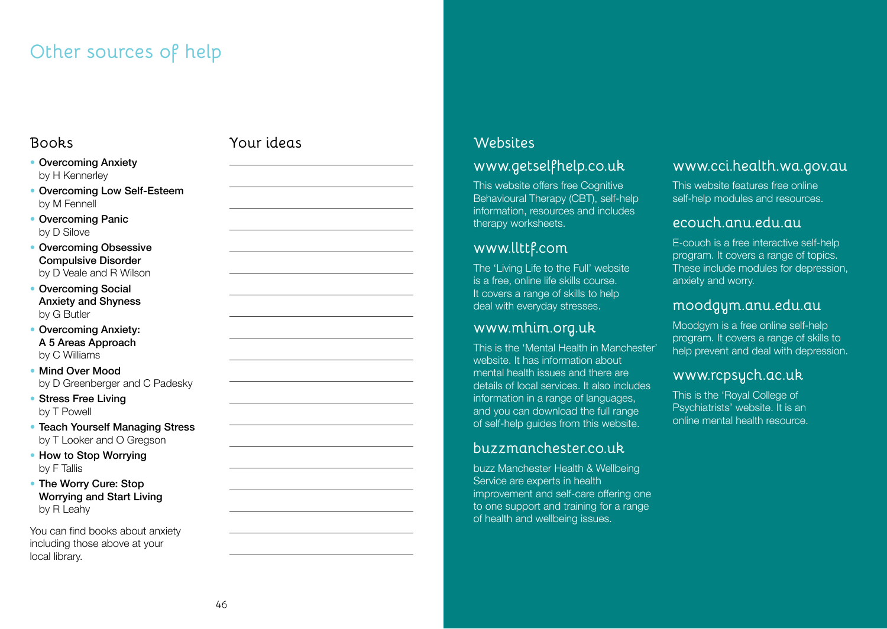# Other sources of help

## Books

- **Overcoming Anxiety**
  by H Kennerley
- **Overcoming Low Self-Esteem**
  by M Fennell
- **Overcoming Panic**
  by D Silove
- **Overcoming Obsessive Compulsive Disorder**
  by D Veale and R Wilson
- **Overcoming Social Anxiety and Shyness**
  by G Butler
- **Overcoming Anxiety: A 5 Areas Approach**
  by C Williams
- **Mind Over Mood**
  by D Greenberger and C Padesky
- **Stress Free Living**
  by T Powell
- **Teach Yourself Managing Stress**
  by T Looker and O Gregson
- **How to Stop Worrying**
  by F Tallis
- **The Worry Cure: Stop Worrying and Start Living**
  by R Leahy

You can find books about anxiety including those above at your local library.

## Your ideas

______________________________

______________________________

______________________________

______________________________

______________________________

______________________________

______________________________

______________________________

______________________________

______________________________

______________________________

______________________________

______________________________

______________________________

______________________________

______________________________

______________________________

______________________________

## Websites

### www.getselfhelp.co.uk

This website offers free Cognitive Behavioural Therapy (CBT), self-help information, resources and includes therapy worksheets.

### www.llttf.com

The 'Living Life to the Full' website is a free, online life skills course. It covers a range of skills to help deal with everyday stresses.

### www.mhim.org.uk

This is the 'Mental Health in Manchester' website. It has information about mental health issues and there are details of local services. It also includes information in a range of languages, and you can download the full range of self-help guides from this website.

### buzzmanchester.co.uk

buzz Manchester Health & Wellbeing Service are experts in health improvement and self-care offering one to one support and training for a range of health and wellbeing issues.

### www.cci.health.wa.gov.au

This website features free online self-help modules and resources.

### ecouch.anu.edu.au

E-couch is a free interactive self-help program. It covers a range of topics. These include modules for depression, anxiety and worry.

### moodgym.anu.edu.au

Moodgym is a free online self-help program. It covers a range of skills to help prevent and deal with depression.

### www.rcpsych.ac.uk

This is the 'Royal College of Psychiatrists' website. It is an online mental health resource.